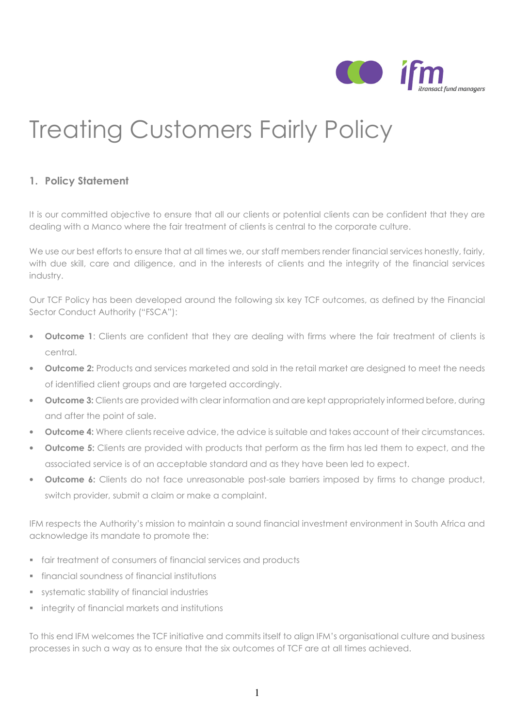# Treating Customers Fairly Policy

## 1. Policy Statement

It is our committed objective to ensure that all our clients or potential clients can be confident that they are dealing with a Manco where the fair treatment of clients is central to the corporate culture.

We use our best efforts to ensure that at all times we, our staff members render financial services honestly, fairly, with due skill, care and diligence, and in the interests of clients and the integrity of the financial services industry.

Our TCF Policy has been developed around the following six key TCF outcomes, as defined by the Financial Sector Conduct Authority ("FSCA"):

- **Outcome 1**: Clients are confident that they are dealing with firms where the fair treatment of clients is central.
- **Outcome 2:** Products and services marketed and sold in the retail market are designed to meet the needs of identified client groups and are targeted accordingly.
- **Outcome 3:** Clients are provided with clear information and are kept appropriately informed before, during and after the point of sale.
- **Outcome 4:** Where clients receive advice, the advice is suitable and takes account of their circumstances.
- **Outcome 5:** Clients are provided with products that perform as the firm has led them to expect, and the associated service is of an acceptable standard and as they have been led to expect.
- **Outcome 6:** Clients do not face unreasonable post-sale barriers imposed by firms to change product, switch provider, submit a claim or make a complaint.

IFM respects the Authority's mission to maintain a sound financial investment environment in South Africa and acknowledge its mandate to promote the:

- fair treatment of consumers of financial services and products
- financial soundness of financial institutions
- systematic stability of financial industries
- integrity of financial markets and institutions

To this end IFM welcomes the TCF initiative and commits itself to align IFM's organisational culture and business processes in such a way as to ensure that the six outcomes of TCF are at all times achieved.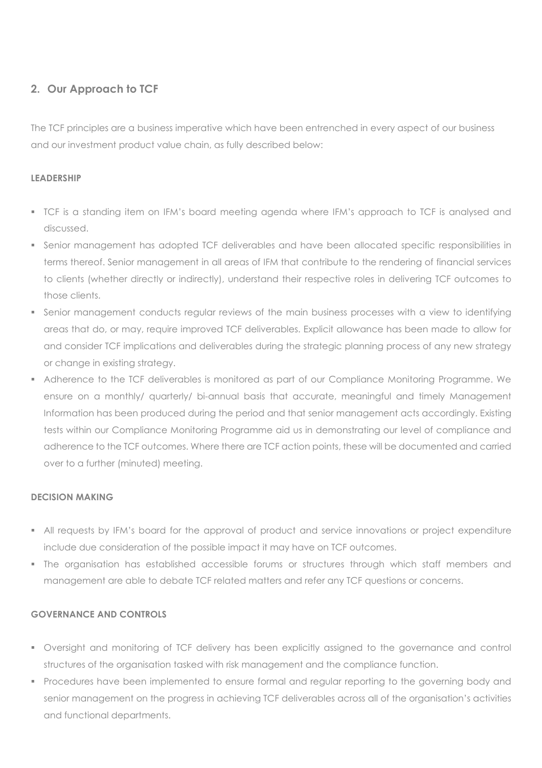## 2. Our Approach to TCF

The TCF principles are a business imperative which have been entrenched in every aspect of our business and our investment product value chain, as fully described below:

### LEADERSHIP

- TCF is a standing item on IFM's board meeting agenda where IFM's approach to TCF is analysed and discussed.
- Senior management has adopted TCF deliverables and have been allocated specific responsibilities in terms thereof. Senior management in all areas of IFM that contribute to the rendering of financial services to clients (whether directly or indirectly), understand their respective roles in delivering TCF outcomes to those clients.
- Senior management conducts regular reviews of the main business processes with a view to identifying areas that do, or may, require improved TCF deliverables. Explicit allowance has been made to allow for and consider TCF implications and deliverables during the strategic planning process of any new strategy or change in existing strategy.
- Adherence to the TCF deliverables is monitored as part of our Compliance Monitoring Programme. We ensure on a monthly/ quarterly/ bi-annual basis that accurate, meaningful and timely Management Information has been produced during the period and that senior management acts accordingly. Existing tests within our Compliance Monitoring Programme aid us in demonstrating our level of compliance and adherence to the TCF outcomes. Where there are TCF action points, these will be documented and carried over to a further (minuted) meeting.

### DECISION MAKING

- All requests by IFM's board for the approval of product and service innovations or project expenditure include due consideration of the possible impact it may have on TCF outcomes.
- The organisation has established accessible forums or structures through which staff members and management are able to debate TCF related matters and refer any TCF questions or concerns.

### GOVERNANCE AND CONTROLS

- Oversight and monitoring of TCF delivery has been explicitly assigned to the governance and control structures of the organisation tasked with risk management and the compliance function.
- Procedures have been implemented to ensure formal and regular reporting to the governing body and senior management on the progress in achieving TCF deliverables across all of the organisation's activities and functional departments.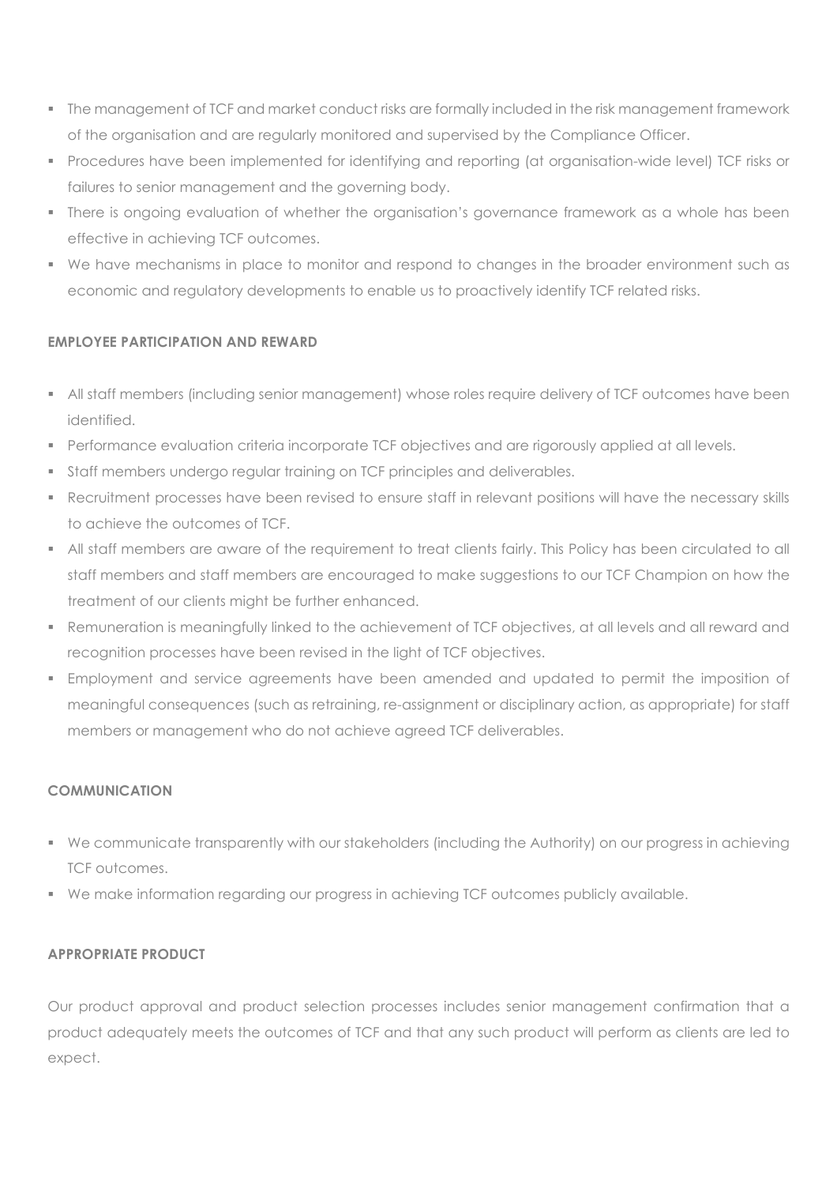- The management of TCF and market conduct risks are formally included in the risk management framework of the organisation and are regularly monitored and supervised by the Compliance Officer.
- Procedures have been implemented for identifying and reporting (at organisation-wide level) TCF risks or failures to senior management and the governing body.
- There is ongoing evaluation of whether the organisation's governance framework as a whole has been effective in achieving TCF outcomes.
- We have mechanisms in place to monitor and respond to changes in the broader environment such as economic and regulatory developments to enable us to proactively identify TCF related risks.

**EMPLOYEE PARTICIPATION AND REWARD**

- All staff members (including senior management) whose roles require delivery of TCF outcomes have been identified.
- Performance evaluation criteria incorporate TCF objectives and are rigorously applied at all levels.
- Staff members undergo regular training on TCF principles and deliverables.
- Recruitment processes have been revised to ensure staff in relevant positions will have the necessary skills to achieve the outcomes of TCF.
- All staff members are aware of the requirement to treat clients fairly. This Policy has been circulated to all staff members and staff members are encouraged to make suggestions to our TCF Champion on how the treatment of our clients might be further enhanced.
- Remuneration is meaningfully linked to the achievement of TCF objectives, at all levels and all reward and recognition processes have been revised in the light of TCF objectives.
- Employment and service agreements have been amended and updated to permit the imposition of meaningful consequences (such as retraining, re-assignment or disciplinary action, as appropriate) for staff members or management who do not achieve agreed TCF deliverables.

**COMMUNICATION**

- We communicate transparently with our stakeholders (including the Authority) on our progress in achieving TCF outcomes.
- We make information regarding our progress in achieving TCF outcomes publicly available.

**APPROPRIATE PRODUCT**

Our product approval and product selection processes includes senior management confirmation that a product adequately meets the outcomes of TCF and that any such product will perform as clients are led to expect.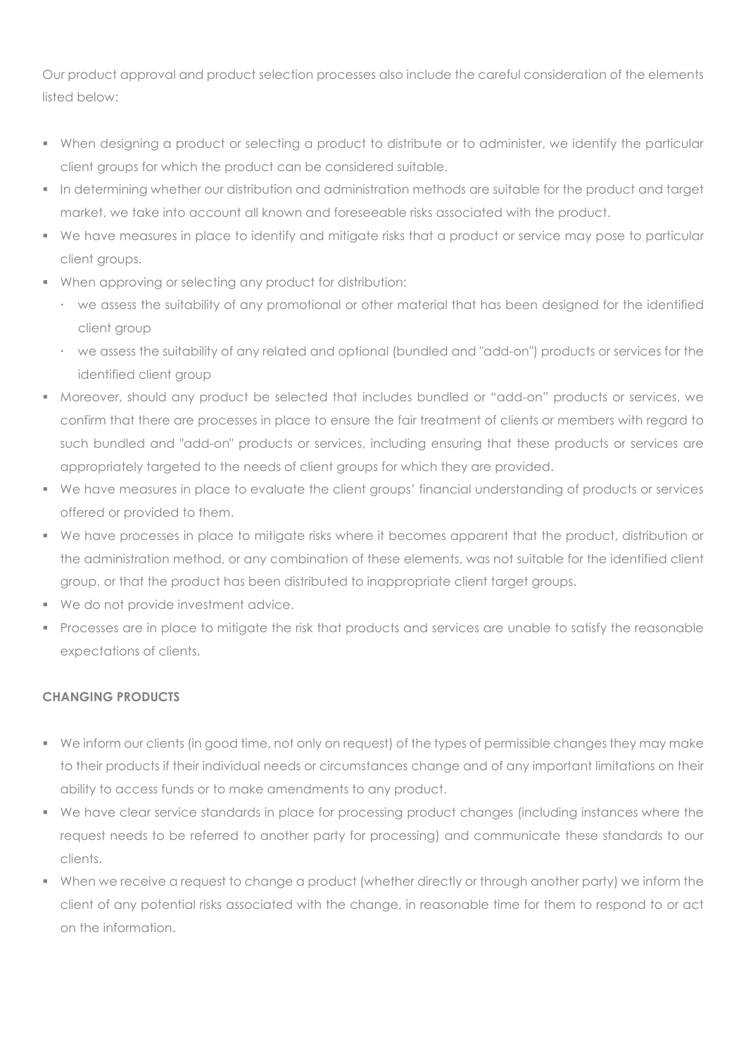Our product approval and product selection processes also include the careful consideration of the elements listed below:

- When designing a product or selecting a product to distribute or to administer, we identify the particular client groups for which the product can be considered suitable.
- In determining whether our distribution and administration methods are suitable for the product and target market, we take into account all known and foreseeable risks associated with the product.
- We have measures in place to identify and mitigate risks that a product or service may pose to particular client groups.
- When approving or selecting any product for distribution:
  - we assess the suitability of any promotional or other material that has been designed for the identified client group
  - we assess the suitability of any related and optional (bundled and "add-on") products or services for the identified client group
- Moreover, should any product be selected that includes bundled or "add-on" products or services, we confirm that there are processes in place to ensure the fair treatment of clients or members with regard to such bundled and "add-on" products or services, including ensuring that these products or services are appropriately targeted to the needs of client groups for which they are provided.
- We have measures in place to evaluate the client groups' financial understanding of products or services offered or provided to them.
- We have processes in place to mitigate risks where it becomes apparent that the product, distribution or the administration method, or any combination of these elements, was not suitable for the identified client group, or that the product has been distributed to inappropriate client target groups.
- We do not provide investment advice.
- Processes are in place to mitigate the risk that products and services are unable to satisfy the reasonable expectations of clients.

**CHANGING PRODUCTS**

- We inform our clients (in good time, not only on request) of the types of permissible changes they may make to their products if their individual needs or circumstances change and of any important limitations on their ability to access funds or to make amendments to any product.
- We have clear service standards in place for processing product changes (including instances where the request needs to be referred to another party for processing) and communicate these standards to our clients.
- When we receive a request to change a product (whether directly or through another party) we inform the client of any potential risks associated with the change, in reasonable time for them to respond to or act on the information.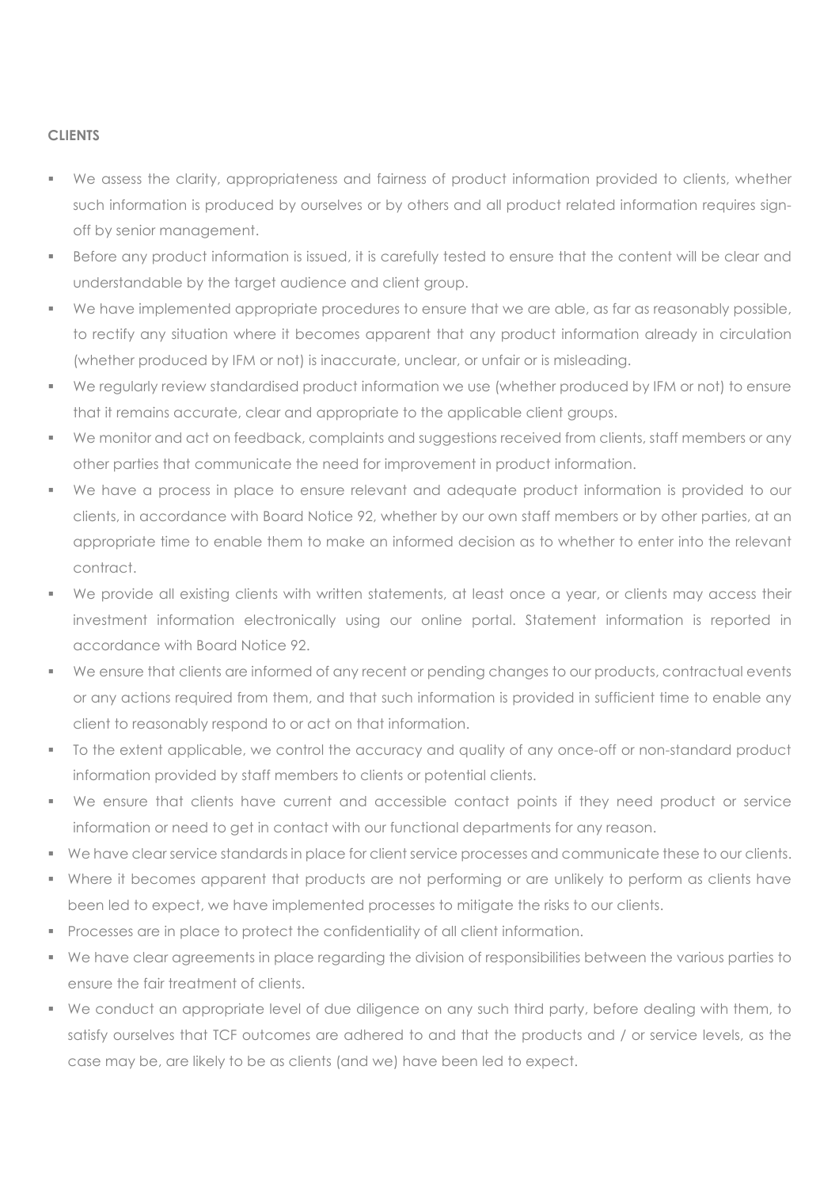**CLIENTS**

- We assess the clarity, appropriateness and fairness of product information provided to clients, whether such information is produced by ourselves or by others and all product related information requires sign-off by senior management.
- Before any product information is issued, it is carefully tested to ensure that the content will be clear and understandable by the target audience and client group.
- We have implemented appropriate procedures to ensure that we are able, as far as reasonably possible, to rectify any situation where it becomes apparent that any product information already in circulation (whether produced by IFM or not) is inaccurate, unclear, or unfair or is misleading.
- We regularly review standardised product information we use (whether produced by IFM or not) to ensure that it remains accurate, clear and appropriate to the applicable client groups.
- We monitor and act on feedback, complaints and suggestions received from clients, staff members or any other parties that communicate the need for improvement in product information.
- We have a process in place to ensure relevant and adequate product information is provided to our clients, in accordance with Board Notice 92, whether by our own staff members or by other parties, at an appropriate time to enable them to make an informed decision as to whether to enter into the relevant contract.
- We provide all existing clients with written statements, at least once a year, or clients may access their investment information electronically using our online portal. Statement information is reported in accordance with Board Notice 92.
- We ensure that clients are informed of any recent or pending changes to our products, contractual events or any actions required from them, and that such information is provided in sufficient time to enable any client to reasonably respond to or act on that information.
- To the extent applicable, we control the accuracy and quality of any once-off or non-standard product information provided by staff members to clients or potential clients.
- We ensure that clients have current and accessible contact points if they need product or service information or need to get in contact with our functional departments for any reason.
- We have clear service standards in place for client service processes and communicate these to our clients.
- Where it becomes apparent that products are not performing or are unlikely to perform as clients have been led to expect, we have implemented processes to mitigate the risks to our clients.
- Processes are in place to protect the confidentiality of all client information.
- We have clear agreements in place regarding the division of responsibilities between the various parties to ensure the fair treatment of clients.
- We conduct an appropriate level of due diligence on any such third party, before dealing with them, to satisfy ourselves that TCF outcomes are adhered to and that the products and / or service levels, as the case may be, are likely to be as clients (and we) have been led to expect.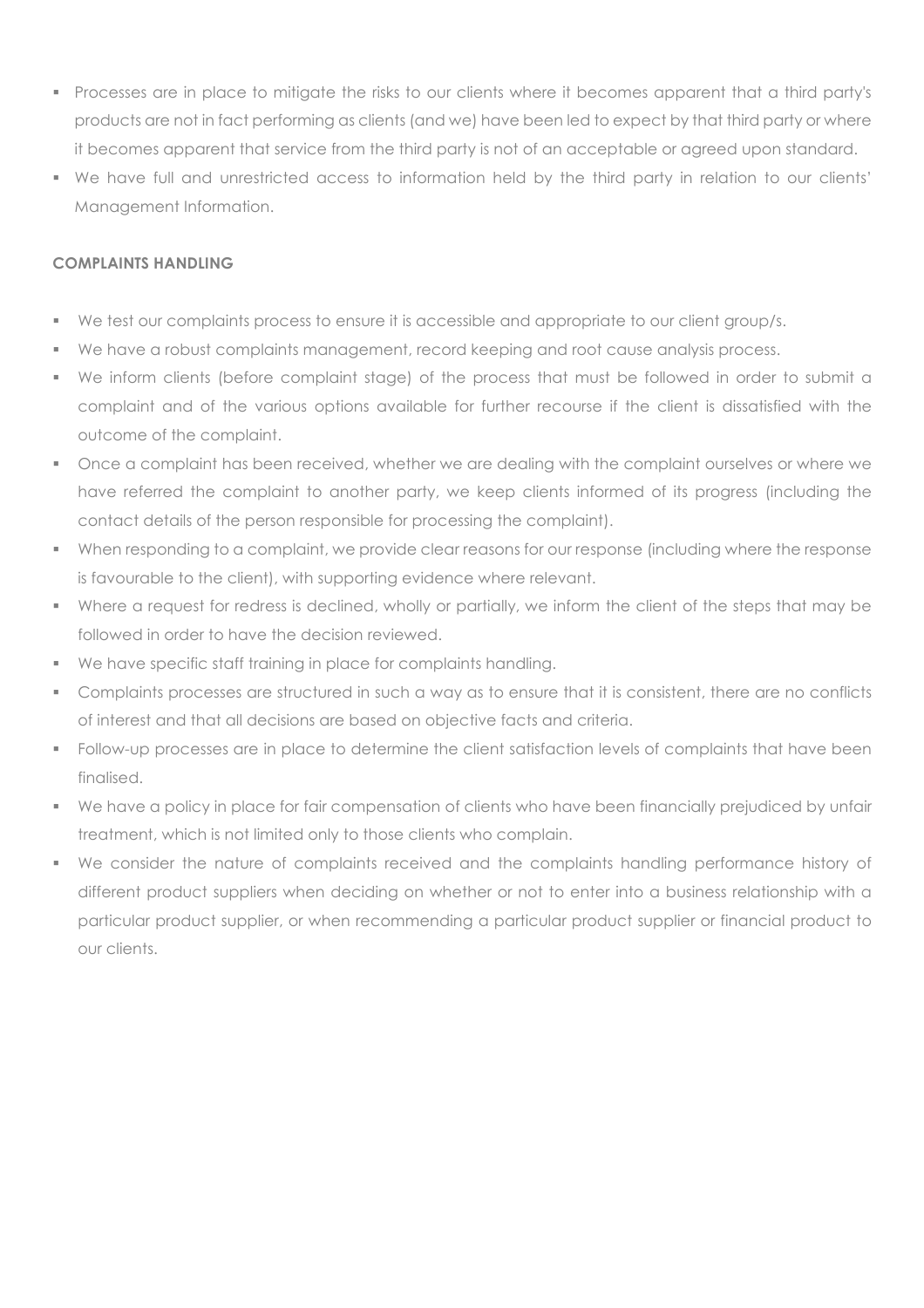- Processes are in place to mitigate the risks to our clients where it becomes apparent that a third party's products are not in fact performing as clients (and we) have been led to expect by that third party or where it becomes apparent that service from the third party is not of an acceptable or agreed upon standard.
- We have full and unrestricted access to information held by the third party in relation to our clients' Management Information.

**COMPLAINTS HANDLING**

- We test our complaints process to ensure it is accessible and appropriate to our client group/s.
- We have a robust complaints management, record keeping and root cause analysis process.
- We inform clients (before complaint stage) of the process that must be followed in order to submit a complaint and of the various options available for further recourse if the client is dissatisfied with the outcome of the complaint.
- Once a complaint has been received, whether we are dealing with the complaint ourselves or where we have referred the complaint to another party, we keep clients informed of its progress (including the contact details of the person responsible for processing the complaint).
- When responding to a complaint, we provide clear reasons for our response (including where the response is favourable to the client), with supporting evidence where relevant.
- Where a request for redress is declined, wholly or partially, we inform the client of the steps that may be followed in order to have the decision reviewed.
- We have specific staff training in place for complaints handling.
- Complaints processes are structured in such a way as to ensure that it is consistent, there are no conflicts of interest and that all decisions are based on objective facts and criteria.
- Follow-up processes are in place to determine the client satisfaction levels of complaints that have been finalised.
- We have a policy in place for fair compensation of clients who have been financially prejudiced by unfair treatment, which is not limited only to those clients who complain.
- We consider the nature of complaints received and the complaints handling performance history of different product suppliers when deciding on whether or not to enter into a business relationship with a particular product supplier, or when recommending a particular product supplier or financial product to our clients.